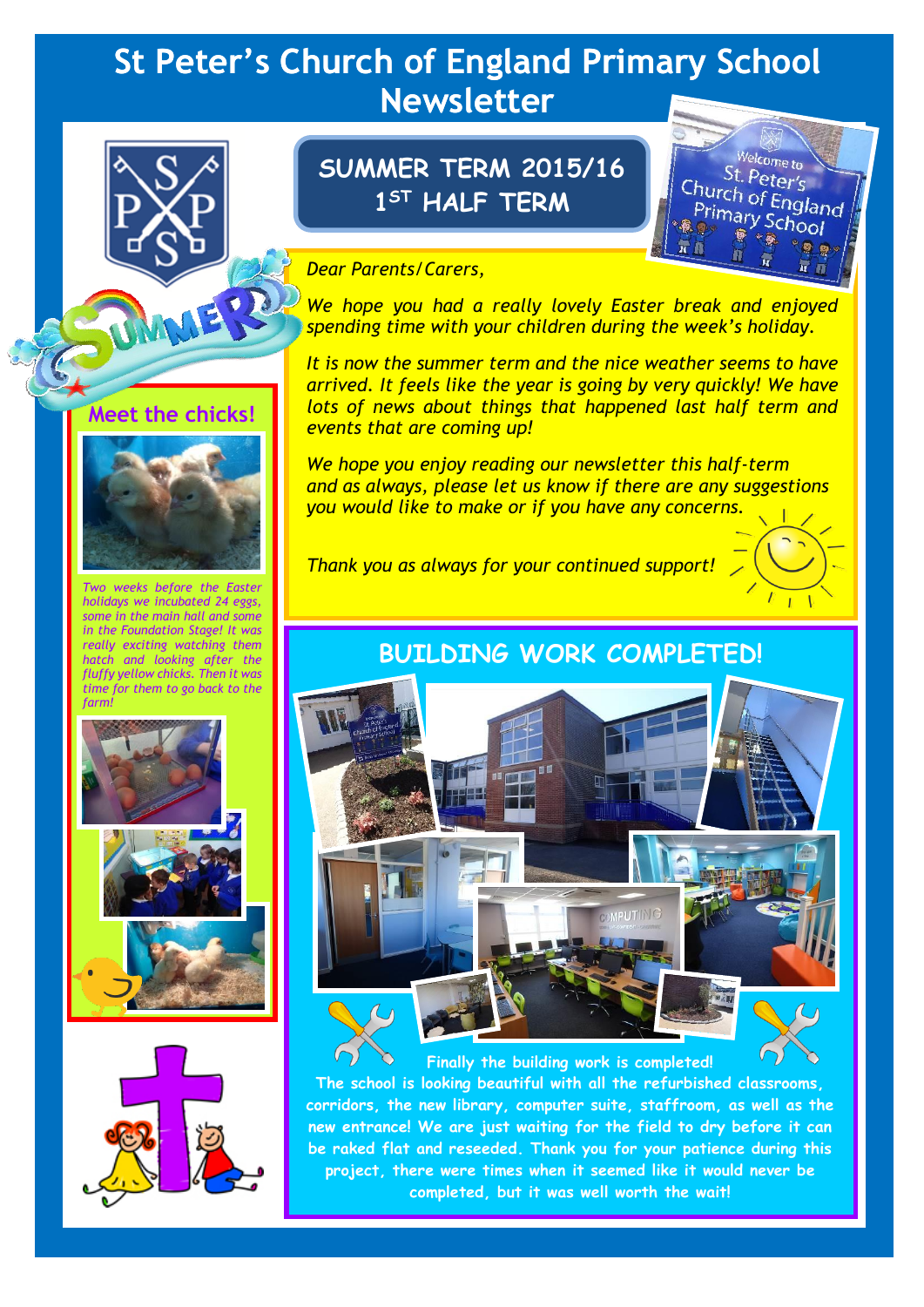# St Peter's Church of England Primary School Newsletter

## SUMMER TERM 2015/16 1ST HALF TERM

*Dear Parents/Carers,*

*We hope you had a really lovely Easter break and enjoyed spending time with your children during the week's holiday.*

*It is now the summer term and the nice weather seems to have arrived. It feels like the year is going by very quickly! We have lots of news about things that happened last half term and events that are coming up!*

*We hope you enjoy reading our newsletter this half-term and as always, please let us know if there are any suggestions you would like to make or if you have any concerns.*

*Thank you as always for your continued support!*

## Meet the chicks!

*Two weeks before the Easter holidays we incubated 24 eggs, some in the main hall and some in the Foundation Stage! It was really exciting watching them hatch and looking after the fluffy yellow chicks. Then it was time for them to go back to the farm!*

## BUILDING WORK COMPLETED!

**Finally the building work is completed!**

**The school is looking beautiful with all the refurbished classrooms, corridors, the new library, computer suite, staffroom, as well as the new entrance! We are just waiting for the field to dry before it can be raked flat and reseeded. Thank you for your patience during this project, there were times when it seemed like it would never be completed, but it was well worth the wait!**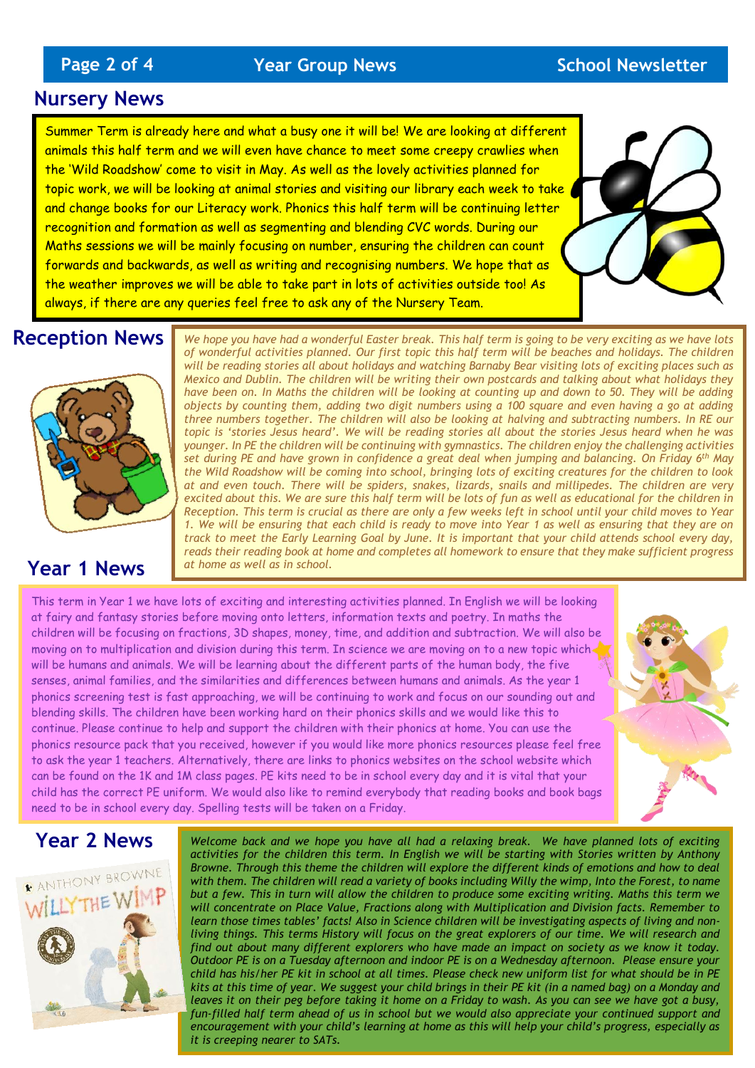## Nursery News

Summer Term is already here and what a busy one it will be! We are looking at different animals this half term and we will even have chance to meet some creepy crawlies when the 'Wild Roadshow' come to visit in May. As well as the lovely activities planned for topic work, we will be looking at animal stories and visiting our library each week to take and change books for our Literacy work. Phonics this half term will be continuing letter recognition and formation as well as segmenting and blending CVC words. During our Maths sessions we will be mainly focusing on number, ensuring the children can count forwards and backwards, as well as writing and recognising numbers. We hope that as the weather improves we will be able to take part in lots of activities outside too! As always, if there are any queries feel free to ask any of the Nursery Team.

## Reception News

*We hope you have had a wonderful Easter break. This half term is going to be very exciting as we have lots of wonderful activities planned. Our first topic this half term will be beaches and holidays. The children will be reading stories all about holidays and watching Barnaby Bear visiting lots of exciting places such as Mexico and Dublin. The children will be writing their own postcards and talking about what holidays they have been on. In Maths the children will be looking at counting up and down to 50. They will be adding objects by counting them, adding two digit numbers using a 100 square and even having a go at adding three numbers together. The children will also be looking at halving and subtracting numbers. In RE our topic is 'stories Jesus heard'. We will be reading stories all about the stories Jesus heard when he was younger. In PE the children will be continuing with gymnastics. The children enjoy the challenging activities set during PE and have grown in confidence a great deal when jumping and balancing. On Friday 6th May the Wild Roadshow will be coming into school, bringing lots of exciting creatures for the children to look at and even touch. There will be spiders, snakes, lizards, snails and millipedes. The children are very excited about this. We are sure this half term will be lots of fun as well as educational for the children in Reception. This term is crucial as there are only a few weeks left in school until your child moves to Year 1. We will be ensuring that each child is ready to move into Year 1 as well as ensuring that they are on track to meet the Early Learning Goal by June. It is important that your child attends school every day, reads their reading book at home and completes all homework to ensure that they make sufficient progress at home as well as in school.*

## Year 1 News

This term in Year 1 we have lots of exciting and interesting activities planned. In English we will be looking at fairy and fantasy stories before moving onto letters, information texts and poetry. In maths the children will be focusing on fractions, 3D shapes, money, time, and addition and subtraction. We will also be moving on to multiplication and division during this term. In science we are moving on to a new topic which will be humans and animals. We will be learning about the different parts of the human body, the five senses, animal families, and the similarities and differences between humans and animals. As the year 1 phonics screening test is fast approaching, we will be continuing to work and focus on our sounding out and blending skills. The children have been working hard on their phonics skills and we would like this to continue. Please continue to help and support the children with their phonics at home. You can use the phonics resource pack that you received, however if you would like more phonics resources please feel free to ask the year 1 teachers. Alternatively, there are links to phonics websites on the school website which can be found on the 1K and 1M class pages. PE kits need to be in school every day and it is vital that your child has the correct PE uniform. We would also like to remind everybody that reading books and book bags need to be in school every day. Spelling tests will be taken on a Friday.

## Year 2 News

*Welcome back and we hope you have all had a relaxing break. We have planned lots of exciting activities for the children this term. In English we will be starting with Stories written by Anthony Browne. Through this theme the children will explore the different kinds of emotions and how to deal with them. The children will read a variety of books including Willy the wimp, Into the Forest, to name but a few. This in turn will allow the children to produce some exciting writing. Maths this term we will concentrate on Place Value, Fractions along with Multiplication and Division facts. Remember to learn those times tables' facts! Also in Science children will be investigating aspects of living and non-living things. This terms History will focus on the great explorers of our time. We will research and find out about many different explorers who have made an impact on society as we know it today. Outdoor PE is on a Tuesday afternoon and indoor PE is on a Wednesday afternoon. Please ensure your child has his/her PE kit in school at all times. Please check new uniform list for what should be in PE kits at this time of year. We suggest your child brings in their PE kit (in a named bag) on a Monday and leaves it on their peg before taking it home on a Friday to wash. As you can see we have got a busy, fun-filled half term ahead of us in school but we would also appreciate your continued support and encouragement with your child's learning at home as this will help your child's progress, especially as it is creeping nearer to SATs.*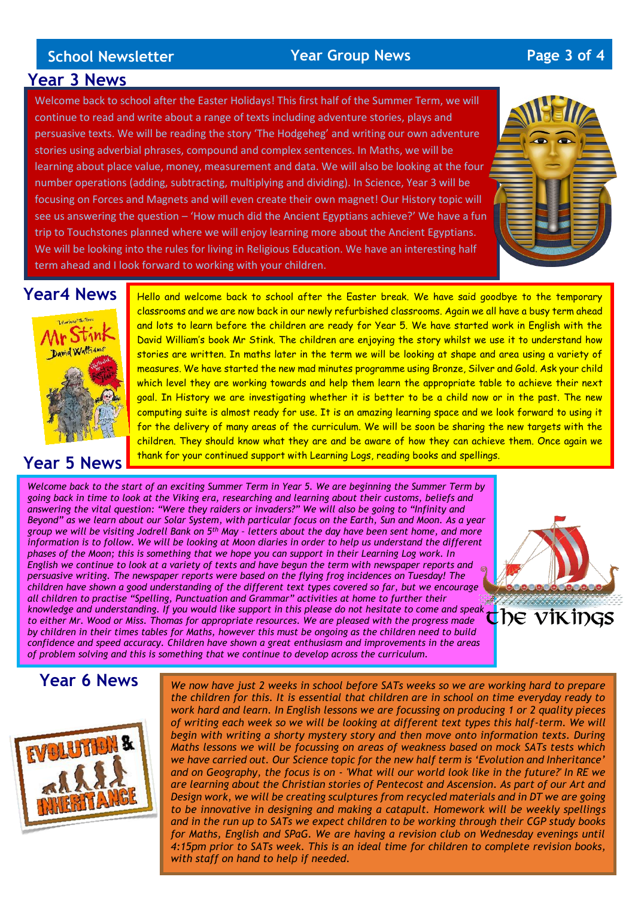## Year 3 News

Welcome back to school after the Easter Holidays! This first half of the Summer Term, we will continue to read and write about a range of texts including adventure stories, plays and persuasive texts. We will be reading the story 'The Hodgeheg' and writing our own adventure stories using adverbial phrases, compound and complex sentences. In Maths, we will be learning about place value, money, measurement and data. We will also be looking at the four number operations (adding, subtracting, multiplying and dividing). In Science, Year 3 will be focusing on Forces and Magnets and will even create their own magnet! Our History topic will see us answering the question – 'How much did the Ancient Egyptians achieve?' We have a fun trip to Touchstones planned where we will enjoy learning more about the Ancient Egyptians. We will be looking into the rules for living in Religious Education. We have an interesting half term ahead and I look forward to working with your children.

## Year4 News

Hello and welcome back to school after the Easter break. We have said goodbye to the temporary classrooms and we are now back in our newly refurbished classrooms. Again we all have a busy term ahead and lots to learn before the children are ready for Year 5. We have started work in English with the David William's book Mr Stink. The children are enjoying the story whilst we use it to understand how stories are written. In maths later in the term we will be looking at shape and area using a variety of measures. We have started the new mad minutes programme using Bronze, Silver and Gold. Ask your child which level they are working towards and help them learn the appropriate table to achieve their next goal. In History we are investigating whether it is better to be a child now or in the past. The new computing suite is almost ready for use. It is an amazing learning space and we look forward to using it for the delivery of many areas of the curriculum. We will be soon be sharing the new targets with the children. They should know what they are and be aware of how they can achieve them. Once again we thank for your continued support with Learning Logs, reading books and spellings.

## Year 5 News

*Welcome back to the start of an exciting Summer Term in Year 5. We are beginning the Summer Term by going back in time to look at the Viking era, researching and learning about their customs, beliefs and answering the vital question: "Were they raiders or invaders?" We will also be going to "Infinity and Beyond" as we learn about our Solar System, with particular focus on the Earth, Sun and Moon. As a year group we will be visiting Jodrell Bank on 5th May - letters about the day have been sent home, and more information is to follow. We will be looking at Moon diaries in order to help us understand the different phases of the Moon; this is something that we hope you can support in their Learning Log work. In English we continue to look at a variety of texts and have begun the term with newspaper reports and persuasive writing. The newspaper reports were based on the flying frog incidences on Tuesday! The children have shown a good understanding of the different text types covered so far, but we encourage all children to practise "Spelling, Punctuation and Grammar" activities at home to further their knowledge and understanding. If you would like support in this please do not hesitate to come and speak to either Mr. Wood or Miss. Thomas for appropriate resources. We are pleased with the progress made by children in their times tables for Maths, however this must be ongoing as the children need to build confidence and speed accuracy. Children have shown a great enthusiasm and improvements in the areas of problem solving and this is something that we continue to develop across the curriculum.*

## Year 6 News

*We now have just 2 weeks in school before SATs weeks so we are working hard to prepare the children for this. It is essential that children are in school on time everyday ready to work hard and learn. In English lessons we are focussing on producing 1 or 2 quality pieces of writing each week so we will be looking at different text types this half-term. We will begin with writing a shorty mystery story and then move onto information texts. During Maths lessons we will be focussing on areas of weakness based on mock SATs tests which we have carried out. Our Science topic for the new half term is 'Evolution and Inheritance' and on Geography, the focus is on - 'What will our world look like in the future?' In RE we are learning about the Christian stories of Pentecost and Ascension. As part of our Art and Design work, we will be creating sculptures from recycled materials and in DT we are going to be innovative in designing and making a catapult. Homework will be weekly spellings and in the run up to SATs we expect children to be working through their CGP study books for Maths, English and SPaG. We are having a revision club on Wednesday evenings until 4:15pm prior to SATs week. This is an ideal time for children to complete revision books, with staff on hand to help if needed.*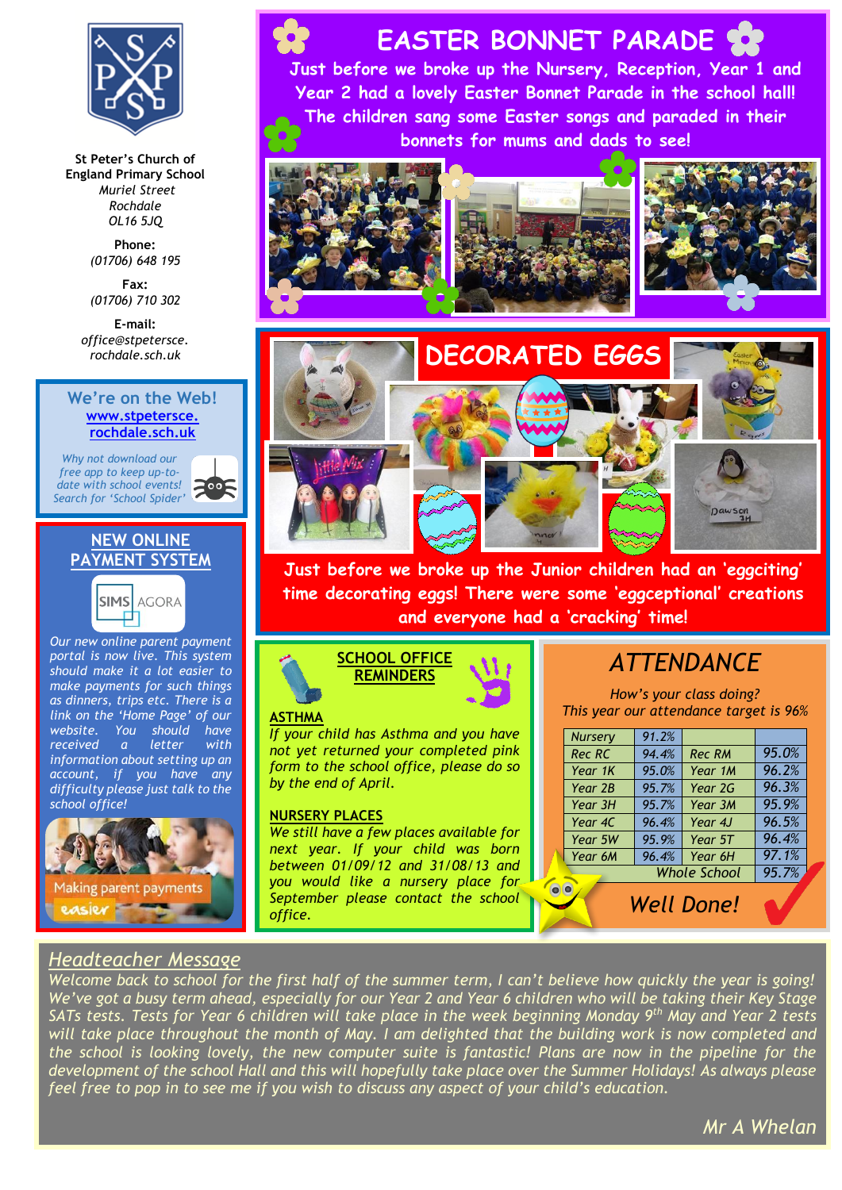St Peter's Church of England Primary School
*Muriel Street*
*Rochdale*
*OL16 5JQ*

**Phone:**
*(01706) 648 195*

**Fax:**
*(01706) 710 302*

**E-mail:**
*office@stpetersce.rochdale.sch.uk*

## We're on the Web!

[www.stpetersce.rochdale.sch.uk](http://www.stpetersce.rochdale.sch.uk)

*Why not download our free app to keep up-to-date with school events! Search for 'School Spider'*

## NEW ONLINE PAYMENT SYSTEM

SIMS AGORA

*Our new online parent payment portal is now live. This system should make it a lot easier to make payments for such things as dinners, trips etc. There is a link on the 'Home Page' of our website. You should have received a letter with information about setting up an account, if you have any difficulty please just talk to the school office!*

Making parent payments easier

# EASTER BONNET PARADE

Just before we broke up the Nursery, Reception, Year 1 and Year 2 had a lovely Easter Bonnet Parade in the school hall! The children sang some Easter songs and paraded in their bonnets for mums and dads to see!

# DECORATED EGGS

Just before we broke up the Junior children had an 'eggciting' time decorating eggs! There were some 'eggceptional' creations and everyone had a 'cracking' time!

## SCHOOL OFFICE REMINDERS

**ASTHMA**

*If your child has Asthma and you have not yet returned your completed pink form to the school office, please do so by the end of April.*

**NURSERY PLACES**

*We still have a few places available for next year. If your child was born between 01/09/12 and 31/08/13 and you would like a nursery place for September please contact the school office.*

## ATTENDANCE

*How's your class doing?*
*This year our attendance target is 96%*

| | | | |
|---|---|---|---|
| Nursery | 91.2% | | |
| Rec RC | 94.4% | Rec RM | 95.0% |
| Year 1K | 95.0% | Year 1M | 96.2% |
| Year 2B | 95.7% | Year 2G | 96.3% |
| Year 3H | 95.7% | Year 3M | 95.9% |
| Year 4C | 96.4% | Year 4J | 96.5% |
| Year 5W | 95.9% | Year 5T | 96.4% |
| Year 6M | 96.4% | Year 6H | 97.1% |
| | | Whole School | 95.7% |

*Well Done!*

## *Headteacher Message*

*Welcome back to school for the first half of the summer term, I can't believe how quickly the year is going! We've got a busy term ahead, especially for our Year 2 and Year 6 children who will be taking their Key Stage SATs tests. Tests for Year 6 children will take place in the week beginning Monday 9th May and Year 2 tests will take place throughout the month of May. I am delighted that the building work is now completed and the school is looking lovely, the new computer suite is fantastic! Plans are now in the pipeline for the development of the school Hall and this will hopefully take place over the Summer Holidays! As always please feel free to pop in to see me if you wish to discuss any aspect of your child's education.*

*Mr A Whelan*